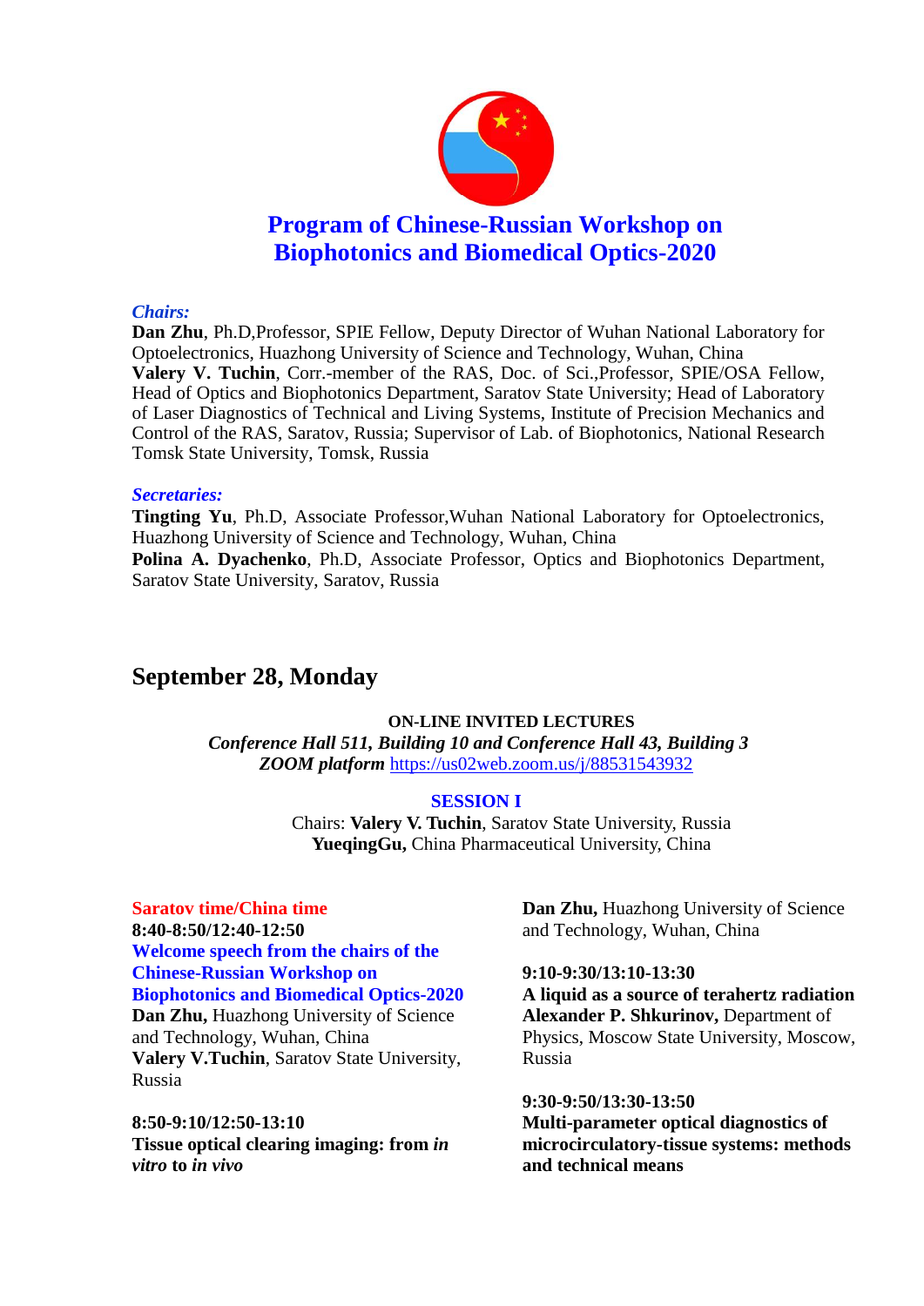# Program of Chinese-Russian Workshop on Biophotonics and Biomedical Optics-2020

***Chairs:***

**Dan Zhu**, Ph.D,Professor, SPIE Fellow, Deputy Director of Wuhan National Laboratory for Optoelectronics, Huazhong University of Science and Technology, Wuhan, China

**Valery V. Tuchin**, Corr.-member of the RAS, Doc. of Sci.,Professor, SPIE/OSA Fellow, Head of Optics and Biophotonics Department, Saratov State University; Head of Laboratory of Laser Diagnostics of Technical and Living Systems, Institute of Precision Mechanics and Control of the RAS, Saratov, Russia; Supervisor of Lab. of Biophotonics, National Research Tomsk State University, Tomsk, Russia

***Secretaries:***

**Tingting Yu**, Ph.D, Associate Professor,Wuhan National Laboratory for Optoelectronics, Huazhong University of Science and Technology, Wuhan, China

**Polina A. Dyachenko**, Ph.D, Associate Professor, Optics and Biophotonics Department, Saratov State University, Saratov, Russia

## September 28, Monday

**ON-LINE INVITED LECTURES**

***Conference Hall 511, Building 10 and Conference Hall 43, Building 3***

***ZOOM platform*** https://us02web.zoom.us/j/88531543932

### SESSION I

Chairs: **Valery V. Tuchin**, Saratov State University, Russia
**YueqingGu,** China Pharmaceutical University, China

**Saratov time/China time**

**8:40-8:50/12:40-12:50**
**Welcome speech from the chairs of the Chinese-Russian Workshop on Biophotonics and Biomedical Optics-2020**
**Dan Zhu,** Huazhong University of Science and Technology, Wuhan, China
**Valery V.Tuchin**, Saratov State University, Russia

**8:50-9:10/12:50-13:10**
**Tissue optical clearing imaging: from *in vitro* to *in vivo***
**Dan Zhu,** Huazhong University of Science and Technology, Wuhan, China

**9:10-9:30/13:10-13:30**
**A liquid as a source of terahertz radiation**
**Alexander P. Shkurinov,** Department of Physics, Moscow State University, Moscow, Russia

**9:30-9:50/13:30-13:50**
**Multi-parameter optical diagnostics of microcirculatory-tissue systems: methods and technical means**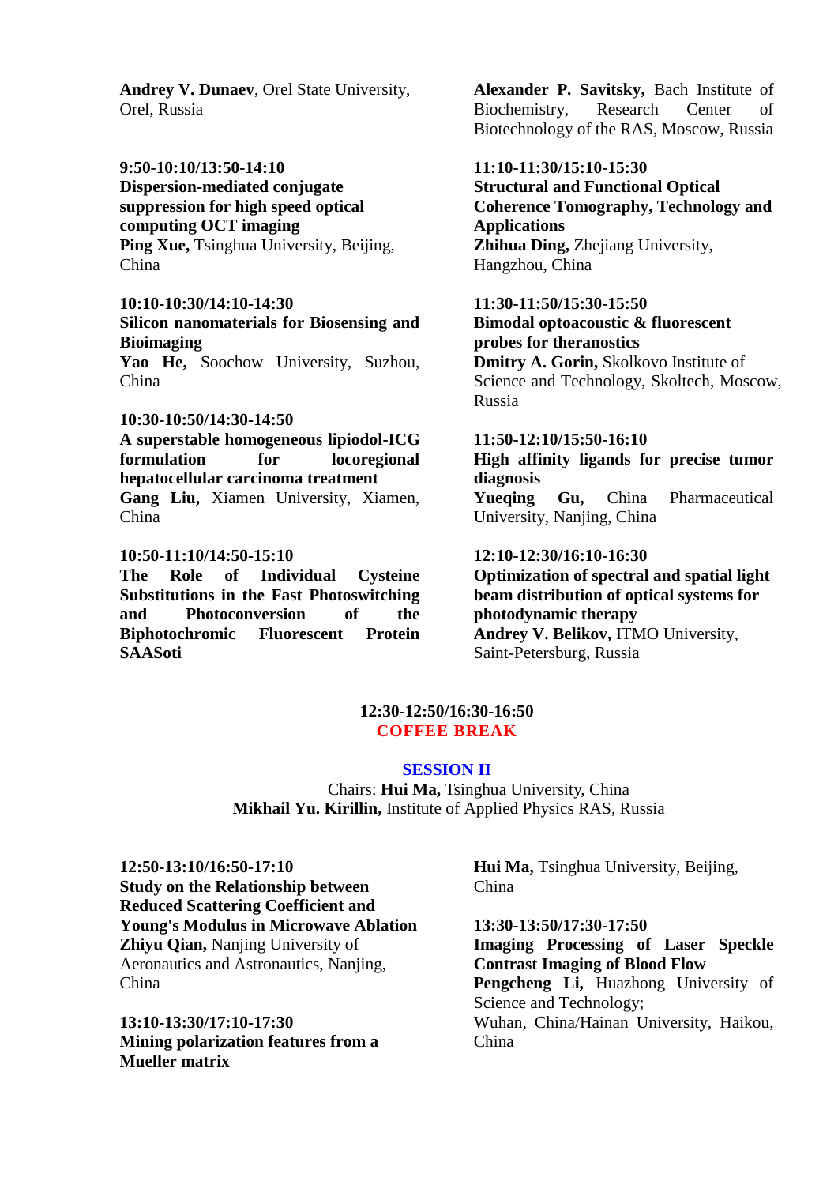**Andrey V. Dunaev**, Orel State University, Orel, Russia

**9:50-10:10/13:50-14:10**
**Dispersion-mediated conjugate suppression for high speed optical computing OCT imaging**
**Ping Xue,** Tsinghua University, Beijing, China

**10:10-10:30/14:10-14:30**
**Silicon nanomaterials for Biosensing and Bioimaging**
**Yao He,** Soochow University, Suzhou, China

**10:30-10:50/14:30-14:50**
**A superstable homogeneous lipiodol-ICG formulation for locoregional hepatocellular carcinoma treatment**
**Gang Liu,** Xiamen University, Xiamen, China

**10:50-11:10/14:50-15:10**
**The Role of Individual Cysteine Substitutions in the Fast Photoswitching and Photoconversion of the Biphotochromic Fluorescent Protein SAASoti**
**Alexander P. Savitsky,** Bach Institute of Biochemistry, Research Center of Biotechnology of the RAS, Moscow, Russia

**11:10-11:30/15:10-15:30**
**Structural and Functional Optical Coherence Tomography, Technology and Applications**
**Zhihua Ding,** Zhejiang University, Hangzhou, China

**11:30-11:50/15:30-15:50**
**Bimodal optoacoustic & fluorescent probes for theranostics**
**Dmitry A. Gorin,** Skolkovo Institute of Science and Technology, Skoltech, Moscow, Russia

**11:50-12:10/15:50-16:10**
**High affinity ligands for precise tumor diagnosis**
**Yueqing Gu,** China Pharmaceutical University, Nanjing, China

**12:10-12:30/16:10-16:30**
**Optimization of spectral and spatial light beam distribution of optical systems for photodynamic therapy**
**Andrey V. Belikov,** ITMO University, Saint-Petersburg, Russia

**12:30-12:50/16:30-16:50**
**COFFEE BREAK**

## SESSION II

Chairs: **Hui Ma,** Tsinghua University, China
**Mikhail Yu. Kirillin,** Institute of Applied Physics RAS, Russia

**12:50-13:10/16:50-17:10**
**Study on the Relationship between Reduced Scattering Coefficient and Young's Modulus in Microwave Ablation**
**Zhiyu Qian,** Nanjing University of Aeronautics and Astronautics, Nanjing, China

**13:10-13:30/17:10-17:30**
**Mining polarization features from a Mueller matrix**
**Hui Ma,** Tsinghua University, Beijing, China

**13:30-13:50/17:30-17:50**
**Imaging Processing of Laser Speckle Contrast Imaging of Blood Flow**
**Pengcheng Li,** Huazhong University of Science and Technology;
Wuhan, China/Hainan University, Haikou, China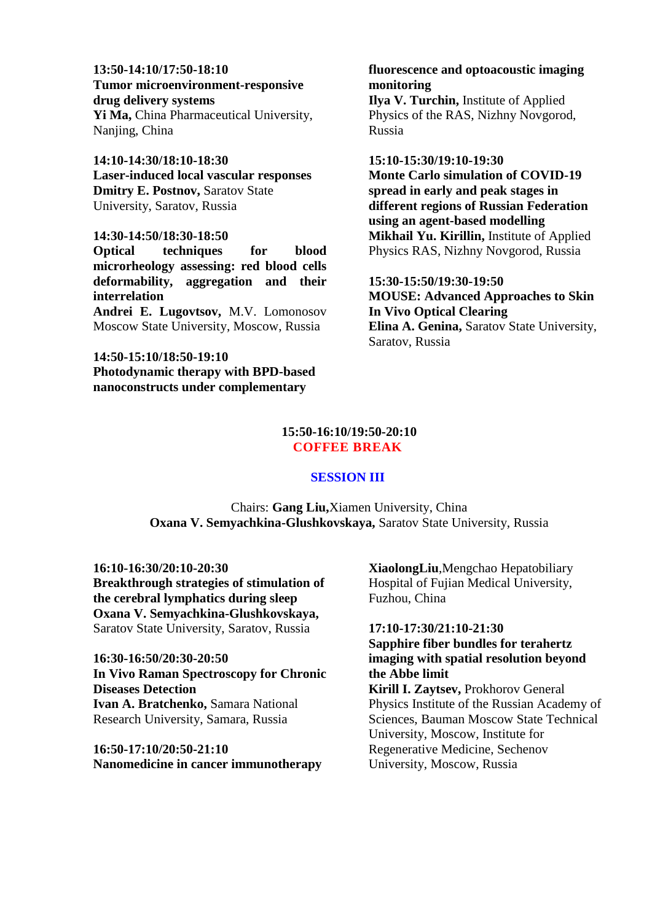**13:50-14:10/17:50-18:10**
**Tumor microenvironment-responsive drug delivery systems**
**Yi Ma,** China Pharmaceutical University, Nanjing, China

**14:10-14:30/18:10-18:30**
**Laser-induced local vascular responses**
**Dmitry E. Postnov,** Saratov State University, Saratov, Russia

**14:30-14:50/18:30-18:50**
**Optical techniques for blood microrheology assessing: red blood cells deformability, aggregation and their interrelation**
**Andrei E. Lugovtsov,** M.V. Lomonosov Moscow State University, Moscow, Russia

**14:50-15:10/18:50-19:10**
**Photodynamic therapy with BPD-based nanoconstructs under complementary fluorescence and optoacoustic imaging monitoring**
**Ilya V. Turchin,** Institute of Applied Physics of the RAS, Nizhny Novgorod, Russia

**15:10-15:30/19:10-19:30**
**Monte Carlo simulation of COVID-19 spread in early and peak stages in different regions of Russian Federation using an agent-based modelling**
**Mikhail Yu. Kirillin,** Institute of Applied Physics RAS, Nizhny Novgorod, Russia

**15:30-15:50/19:30-19:50**
**MOUSE: Advanced Approaches to Skin In Vivo Optical Clearing**
**Elina A. Genina,** Saratov State University, Saratov, Russia

**15:50-16:10/19:50-20:10**
**COFFEE BREAK**

## SESSION III

Chairs: **Gang Liu,**Xiamen University, China
**Oxana V. Semyachkina-Glushkovskaya,** Saratov State University, Russia

**16:10-16:30/20:10-20:30**
**Breakthrough strategies of stimulation of the cerebral lymphatics during sleep**
**Oxana V. Semyachkina-Glushkovskaya,** Saratov State University, Saratov, Russia

**16:30-16:50/20:30-20:50**
**In Vivo Raman Spectroscopy for Chronic Diseases Detection**
**Ivan A. Bratchenko,** Samara National Research University, Samara, Russia

**16:50-17:10/20:50-21:10**
**Nanomedicine in cancer immunotherapy**
**XiaolongLiu**,Mengchao Hepatobiliary Hospital of Fujian Medical University, Fuzhou, China

**17:10-17:30/21:10-21:30**
**Sapphire fiber bundles for terahertz imaging with spatial resolution beyond the Abbe limit**
**Kirill I. Zaytsev,** Prokhorov General Physics Institute of the Russian Academy of Sciences, Bauman Moscow State Technical University, Moscow, Institute for Regenerative Medicine, Sechenov University, Moscow, Russia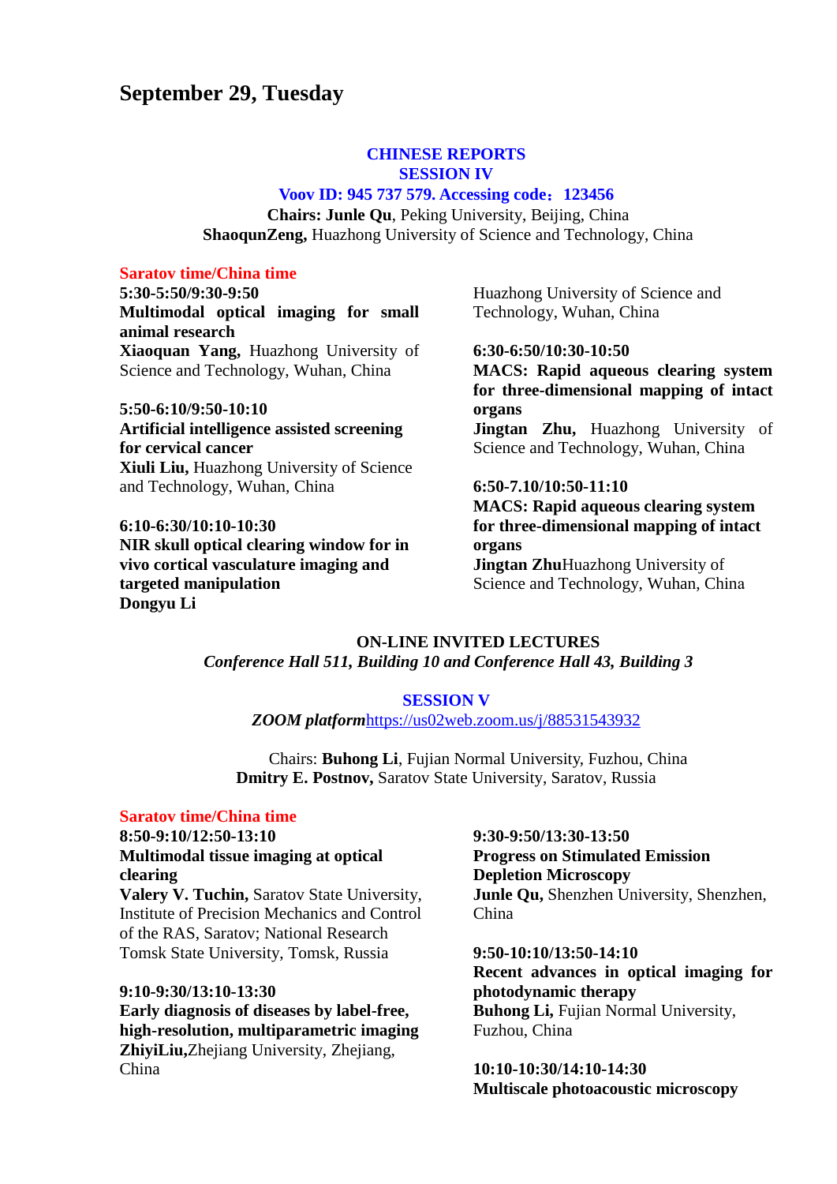# September 29, Tuesday

**CHINESE REPORTS**
**SESSION IV**
**Voov ID: 945 737 579. Accessing code：123456**
**Chairs: Junle Qu**, Peking University, Beijing, China
**ShaoqunZeng,** Huazhong University of Science and Technology, China

**Saratov time/China time**

**5:30-5:50/9:30-9:50**
**Multimodal optical imaging for small animal research**
**Xiaoquan Yang,** Huazhong University of Science and Technology, Wuhan, China

**5:50-6:10/9:50-10:10**
**Artificial intelligence assisted screening for cervical cancer**
**Xiuli Liu,** Huazhong University of Science and Technology, Wuhan, China

**6:10-6:30/10:10-10:30**
**NIR skull optical clearing window for in vivo cortical vasculature imaging and targeted manipulation**
**Dongyu Li** Huazhong University of Science and Technology, Wuhan, China

**6:30-6:50/10:30-10:50**
**MACS: Rapid aqueous clearing system for three-dimensional mapping of intact organs**
**Jingtan Zhu,** Huazhong University of Science and Technology, Wuhan, China

**6:50-7.10/10:50-11:10**
**MACS: Rapid aqueous clearing system for three-dimensional mapping of intact organs**
**Jingtan Zhu**Huazhong University of Science and Technology, Wuhan, China

**ON-LINE INVITED LECTURES**
*Conference Hall 511, Building 10 and Conference Hall 43, Building 3*

**SESSION V**
*ZOOM platform*https://us02web.zoom.us/j/88531543932

Chairs: **Buhong Li**, Fujian Normal University, Fuzhou, China
**Dmitry E. Postnov,** Saratov State University, Saratov, Russia

**Saratov time/China time**

**8:50-9:10/12:50-13:10**
**Multimodal tissue imaging at optical clearing**
**Valery V. Tuchin,** Saratov State University, Institute of Precision Mechanics and Control of the RAS, Saratov; National Research Tomsk State University, Tomsk, Russia

**9:10-9:30/13:10-13:30**
**Early diagnosis of diseases by label-free, high-resolution, multiparametric imaging**
**ZhiyiLiu,**Zhejiang University, Zhejiang, China

**9:30-9:50/13:30-13:50**
**Progress on Stimulated Emission Depletion Microscopy**
**Junle Qu,** Shenzhen University, Shenzhen, China

**9:50-10:10/13:50-14:10**
**Recent advances in optical imaging for photodynamic therapy**
**Buhong Li,** Fujian Normal University, Fuzhou, China

**10:10-10:30/14:10-14:30**
**Multiscale photoacoustic microscopy**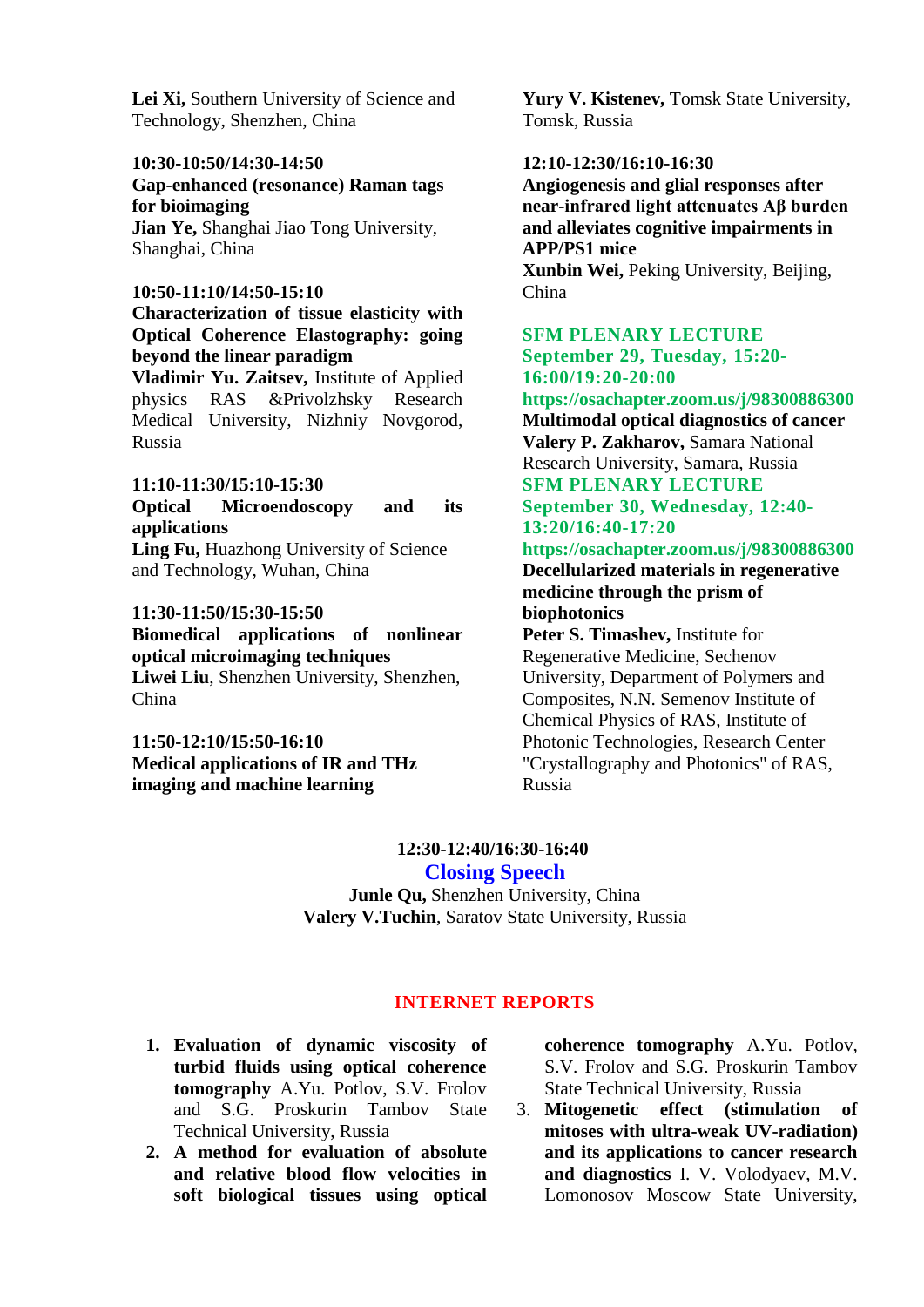**Lei Xi,** Southern University of Science and Technology, Shenzhen, China

**10:30-10:50/14:30-14:50**
**Gap-enhanced (resonance) Raman tags for bioimaging**
**Jian Ye,** Shanghai Jiao Tong University, Shanghai, China

**10:50-11:10/14:50-15:10**
**Characterization of tissue elasticity with Optical Coherence Elastography: going beyond the linear paradigm**
**Vladimir Yu. Zaitsev,** Institute of Applied physics RAS &Privolzhsky Research Medical University, Nizhniy Novgorod, Russia

**11:10-11:30/15:10-15:30**
**Optical Microendoscopy and its applications**
**Ling Fu,** Huazhong University of Science and Technology, Wuhan, China

**11:30-11:50/15:30-15:50**
**Biomedical applications of nonlinear optical microimaging techniques**
**Liwei Liu**, Shenzhen University, Shenzhen, China

**11:50-12:10/15:50-16:10**
**Medical applications of IR and THz imaging and machine learning**
**Yury V. Kistenev,** Tomsk State University, Tomsk, Russia

**12:10-12:30/16:10-16:30**
**Angiogenesis and glial responses after near-infrared light attenuates Aβ burden and alleviates cognitive impairments in APP/PS1 mice**
**Xunbin Wei,** Peking University, Beijing, China

**SFM PLENARY LECTURE**
**September 29, Tuesday, 15:20-16:00/19:20-20:00**
**https://osachapter.zoom.us/j/98300886300**
**Multimodal optical diagnostics of cancer**
**Valery P. Zakharov,** Samara National Research University, Samara, Russia

**SFM PLENARY LECTURE**
**September 30, Wednesday, 12:40-13:20/16:40-17:20**
**https://osachapter.zoom.us/j/98300886300**
**Decellularized materials in regenerative medicine through the prism of biophotonics**
**Peter S. Timashev,** Institute for Regenerative Medicine, Sechenov University, Department of Polymers and Composites, N.N. Semenov Institute of Chemical Physics of RAS, Institute of Photonic Technologies, Research Center "Crystallography and Photonics" of RAS, Russia

**12:30-12:40/16:30-16:40**
## Closing Speech
**Junle Qu,** Shenzhen University, China
**Valery V.Tuchin**, Saratov State University, Russia

## INTERNET REPORTS

1. **Evaluation of dynamic viscosity of turbid fluids using optical coherence tomography** A.Yu. Potlov, S.V. Frolov and S.G. Proskurin Tambov State Technical University, Russia
2. **A method for evaluation of absolute and relative blood flow velocities in soft biological tissues using optical coherence tomography** A.Yu. Potlov, S.V. Frolov and S.G. Proskurin Tambov State Technical University, Russia
3. **Mitogenetic effect (stimulation of mitoses with ultra-weak UV-radiation) and its applications to cancer research and diagnostics** I. V. Volodyaev, M.V. Lomonosov Moscow State University,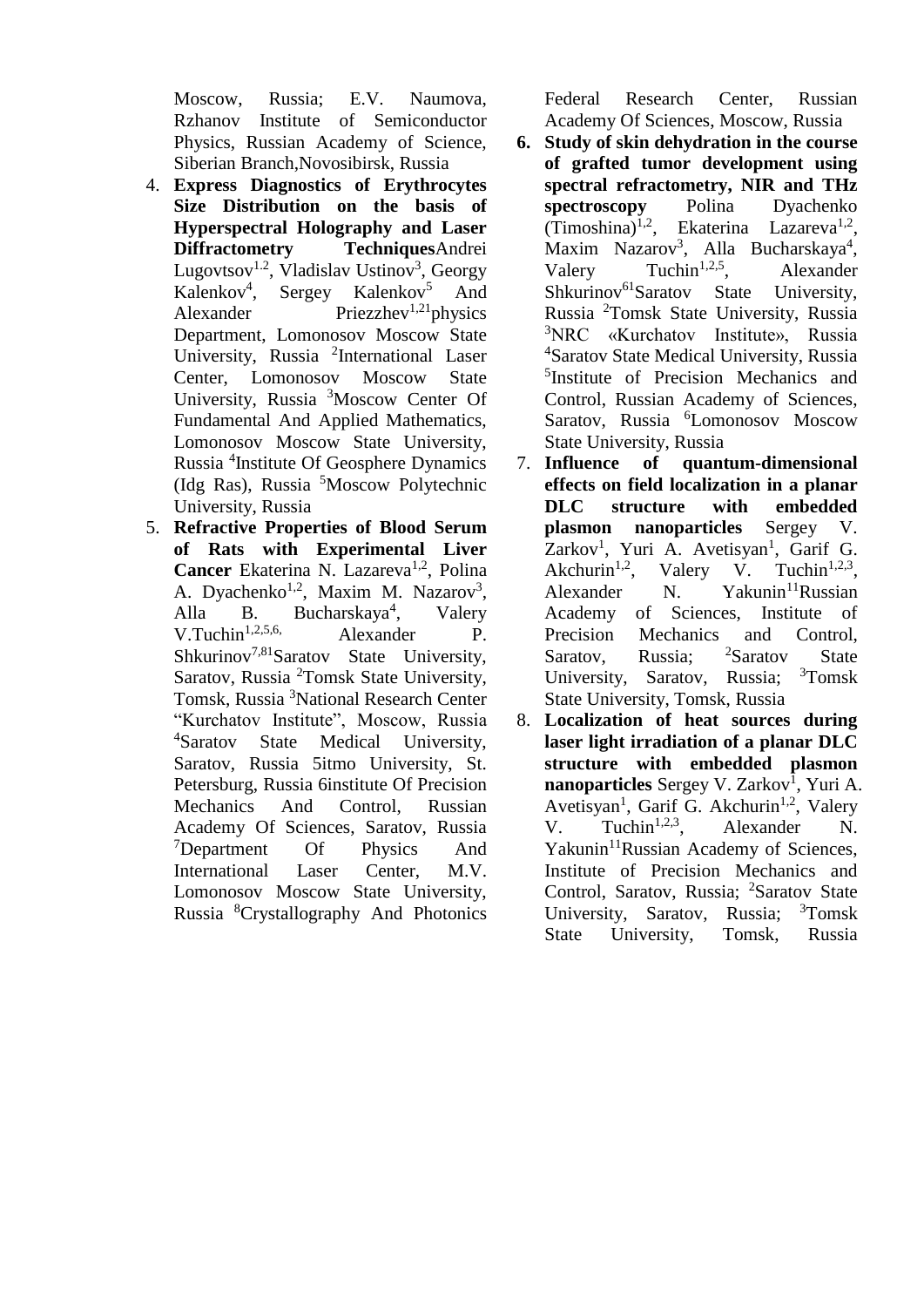Moscow, Russia; E.V. Naumova, Rzhanov Institute of Semiconductor Physics, Russian Academy of Science, Siberian Branch,Novosibirsk, Russia

4. **Express Diagnostics of Erythrocytes Size Distribution on the basis of Hyperspectral Holography and Laser Diffractometry Techniques**Andrei Lugovtsov[1.2], Vladislav Ustinov[3], Georgy Kalenkov[4], Sergey Kalenkov[5] And Alexander Priezzhev[1,2]1physics Department, Lomonosov Moscow State University, Russia [2]International Laser Center, Lomonosov Moscow State University, Russia [3]Moscow Center Of Fundamental And Applied Mathematics, Lomonosov Moscow State University, Russia [4]Institute Of Geosphere Dynamics (Idg Ras), Russia [5]Moscow Polytechnic University, Russia
5. **Refractive Properties of Blood Serum of Rats with Experimental Liver Cancer** Ekaterina N. Lazareva[1,2], Polina A. Dyachenko[1,2], Maxim M. Nazarov[3], Alla B. Bucharskaya[4], Valery V.Tuchin[1,2,5,6,] Alexander P. Shkurinov[7,8]1Saratov State University, Saratov, Russia [2]Tomsk State University, Tomsk, Russia [3]National Research Center "Kurchatov Institute", Moscow, Russia [4]Saratov State Medical University, Saratov, Russia 5itmo University, St. Petersburg, Russia 6institute Of Precision Mechanics And Control, Russian Academy Of Sciences, Saratov, Russia [7]Department Of Physics And International Laser Center, M.V. Lomonosov Moscow State University, Russia [8]Crystallography And Photonics Federal Research Center, Russian Academy Of Sciences, Moscow, Russia
6. **Study of skin dehydration in the course of grafted tumor development using spectral refractometry, NIR and THz spectroscopy** Polina Dyachenko (Timoshina)[1,2], Ekaterina Lazareva[1,2], Maxim Nazarov[3], Alla Bucharskaya[4], Valery Tuchin[1,2,5], Alexander Shkurinov[6]1Saratov State University, Russia [2]Tomsk State University, Russia [3]NRC «Kurchatov Institute», Russia [4]Saratov State Medical University, Russia [5]Institute of Precision Mechanics and Control, Russian Academy of Sciences, Saratov, Russia [6]Lomonosov Moscow State University, Russia
7. **Influence of quantum-dimensional effects on field localization in a planar DLC structure with embedded plasmon nanoparticles** Sergey V. Zarkov[1], Yuri A. Avetisyan[1], Garif G. Akchurin[1,2], Valery V. Tuchin[1,2,3], Alexander N. Yakunin[1]1Russian Academy of Sciences, Institute of Precision Mechanics and Control, Saratov, Russia; [2]Saratov State University, Saratov, Russia; [3]Tomsk State University, Tomsk, Russia
8. **Localization of heat sources during laser light irradiation of a planar DLC structure with embedded plasmon nanoparticles** Sergey V. Zarkov[1], Yuri A. Avetisyan[1], Garif G. Akchurin[1,2], Valery V. Tuchin[1,2,3], Alexander N. Yakunin[1]1Russian Academy of Sciences, Institute of Precision Mechanics and Control, Saratov, Russia; [2]Saratov State University, Saratov, Russia; [3]Tomsk State University, Tomsk, Russia